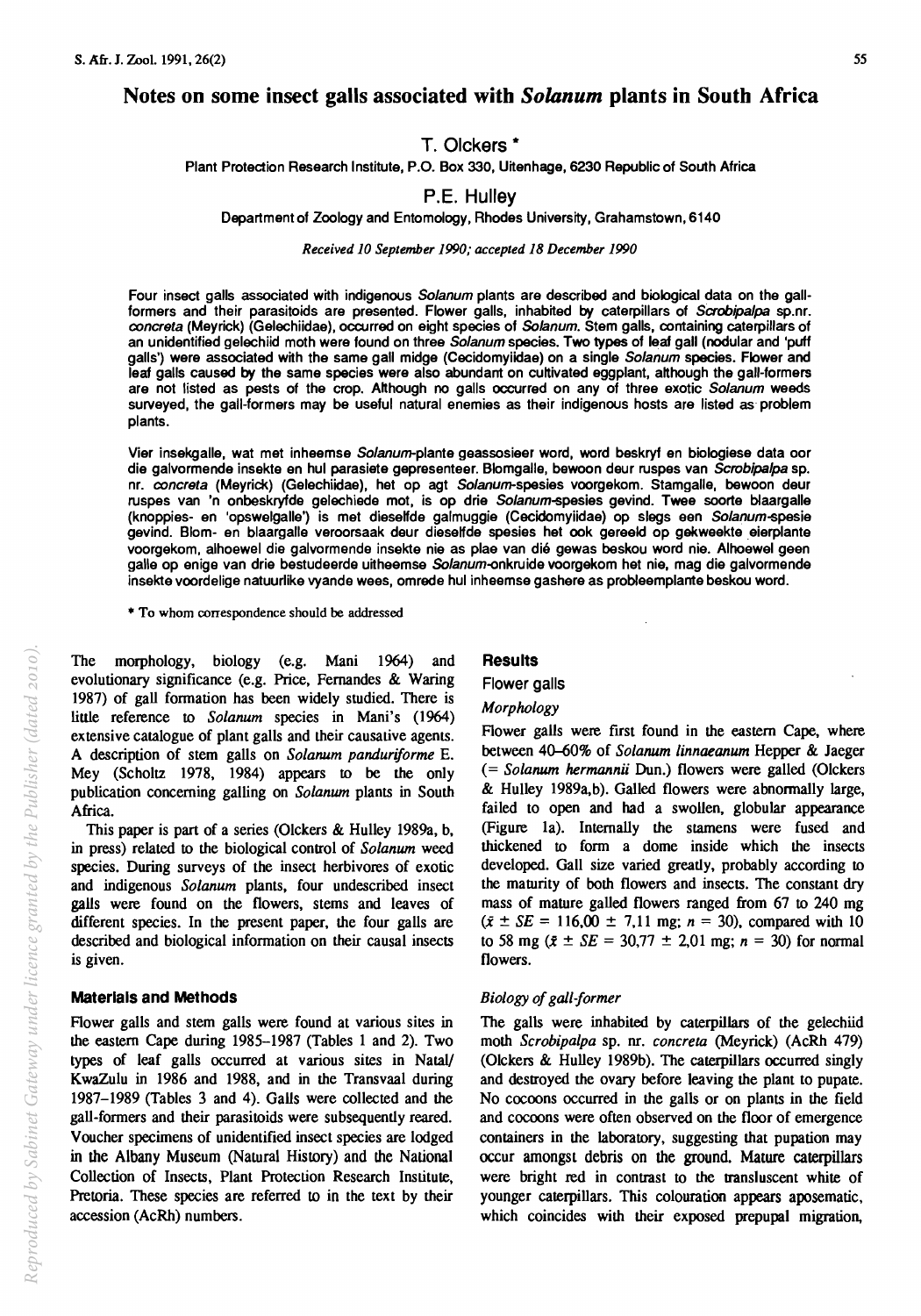# Notes on some insect galls associated with *Solanum* plants in South Africa

**T. Olckers ***

Plant Protection Research Institute, P.O. Box 330, Uitenhage, 6230 Republic of South Africa

**P.E. Hulley**

Department of Zoology and Entomology, Rhodes University, Grahamstown, 6140

*Received 10 September 1990; accepted 18 December 1990*

Four insect galls associated with indigenous *Solanum* plants are described and biological data on the gall-formers and their parasitoids are presented. Flower galls, inhabited by caterpillars of *Scrobipalpa* sp.nr. *concreta* (Meyrick) (Gelechiidae), occurred on eight species of *Solanum*. Stem galls, containing caterpillars of an unidentified gelechiid moth were found on three *Solanum* species. Two types of leaf gall (nodular and 'puff galls') were associated with the same gall midge (Cecidomyiidae) on a single *Solanum* species. Flower and leaf galls caused by the same species were also abundant on cultivated eggplant, although the gall-formers are not listed as pests of the crop. Although no galls occurred on any of three exotic *Solanum* weeds surveyed, the gall-formers may be useful natural enemies as their indigenous hosts are listed as problem plants.

Vier insekgalle, wat met inheemse *Solanum*-plante geassosieer word, word beskryf en biologiese data oor die galvormende insekte en hul parasiete gepresenteer. Blomgalle, bewoon deur ruspes van *Scrobipalpa* sp. nr. *concreta* (Meyrick) (Gelechiidae), het op agt *Solanum*-spesies voorgekom. Stamgalle, bewoon deur ruspes van 'n onbeskryfde gelechiede mot, is op drie *Solanum*-spesies gevind. Twee soorte blaargalle (knoppies- en 'opswelgalle') is met dieselfde galmuggie (Cecidomyiidae) op slegs een *Solanum*-spesie gevind. Blom- en blaargalle veroorsaak deur dieselfde spesies het ook gereeld op gekweekte eierplante voorgekom, alhoewel die galvormende insekte nie as plae van dié gewas beskou word nie. Alhoewel geen galle op enige van drie bestudeerde uitheemse *Solanum*-onkruide voorgekom het nie, mag die galvormende insekte voordelige natuurlike vyande wees, omrede hul inheemse gashere as probleemplante beskou word.

* To whom correspondence should be addressed

The morphology, biology (e.g. Mani 1964) and evolutionary significance (e.g. Price, Fernandes & Waring 1987) of gall formation has been widely studied. There is little reference to *Solanum* species in Mani's (1964) extensive catalogue of plant galls and their causative agents. A description of stem galls on *Solanum panduriforme* E. Mey (Scholtz 1978, 1984) appears to be the only publication concerning galling on *Solanum* plants in South Africa.

This paper is part of a series (Olckers & Hulley 1989a, b, in press) related to the biological control of *Solanum* weed species. During surveys of the insect herbivores of exotic and indigenous *Solanum* plants, four undescribed insect galls were found on the flowers, stems and leaves of different species. In the present paper, the four galls are described and biological information on their causal insects is given.

## Materials and Methods

Flower galls and stem galls were found at various sites in the eastern Cape during 1985–1987 (Tables 1 and 2). Two types of leaf galls occurred at various sites in Natal/KwaZulu in 1986 and 1988, and in the Transvaal during 1987–1989 (Tables 3 and 4). Galls were collected and the gall-formers and their parasitoids were subsequently reared. Voucher specimens of unidentified insect species are lodged in the Albany Museum (Natural History) and the National Collection of Insects, Plant Protection Research Institute, Pretoria. These species are referred to in the text by their accession (AcRh) numbers.

## Results

### Flower galls

#### *Morphology*

Flower galls were first found in the eastern Cape, where between 40–60% of *Solanum linnaeanum* Hepper & Jaeger (= *Solanum hermannii* Dun.) flowers were galled (Olckers & Hulley 1989a,b). Galled flowers were abnormally large, failed to open and had a swollen, globular appearance (Figure 1a). Internally the stamens were fused and thickened to form a dome inside which the insects developed. Gall size varied greatly, probably according to the maturity of both flowers and insects. The constant dry mass of mature galled flowers ranged from 67 to 240 mg ($\bar{x} \pm SE = 116{,}00 \pm 7{,}11$ mg; $n = 30$), compared with 10 to 58 mg ($\bar{x} \pm SE = 30{,}77 \pm 2{,}01$ mg; $n = 30$) for normal flowers.

#### *Biology of gall-former*

The galls were inhabited by caterpillars of the gelechiid moth *Scrobipalpa* sp. nr. *concreta* (Meyrick) (AcRh 479) (Olckers & Hulley 1989b). The caterpillars occurred singly and destroyed the ovary before leaving the plant to pupate. No cocoons occurred in the galls or on plants in the field and cocoons were often observed on the floor of emergence containers in the laboratory, suggesting that pupation may occur amongst debris on the ground. Mature caterpillars were bright red in contrast to the transluscent white of younger caterpillars. This colouration appears aposematic, which coincides with their exposed prepupal migration,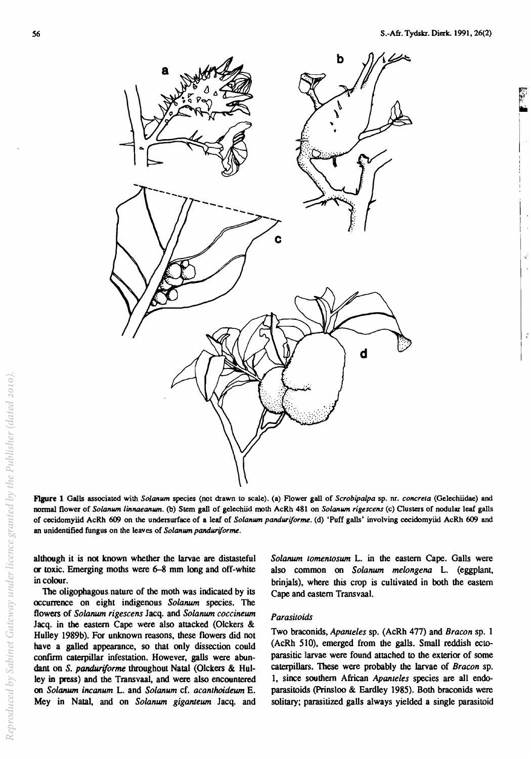**Figure 1** Galls associated with *Solanum* species (not drawn to scale). (a) Flower gall of *Scrobipalpa* sp. nr. *concreta* (Gelechiidae) and normal flower of *Solanum linnaeanum*. (b) Stem gall of gelechiid moth AcRh 481 on *Solanum rigescens* (c) Clusters of nodular leaf galls of cecidomyiid AcRh 609 on the undersurface of a leaf of *Solanum panduriforme*. (d) 'Puff galls' involving cecidomyiid AcRh 609 and an unidentified fungus on the leaves of *Solanum panduriforme*.

although it is not known whether the larvae are distasteful or toxic. Emerging moths were 6–8 mm long and off-white in colour.

The oligophagous nature of the moth was indicated by its occurrence on eight indigenous *Solanum* species. The flowers of *Solanum rigescens* Jacq. and *Solanum coccineum* Jacq. in the eastern Cape were also attacked (Olckers & Hulley 1989b). For unknown reasons, these flowers did not have a galled appearance, so that only dissection could confirm caterpillar infestation. However, galls were abundant on *S. panduriforme* throughout Natal (Olckers & Hulley in press) and the Transvaal, and were also encountered on *Solanum incanum* L. and *Solanum* cf. *acanthoideum* E. Mey in Natal, and on *Solanum giganteum* Jacq. and *Solanum tomentosum* L. in the eastern Cape. Galls were also common on *Solanum melongena* L. (eggplant, brinjals), where this crop is cultivated in both the eastern Cape and eastern Transvaal.

### Parasitoids

Two braconids, *Apanteles* sp. (AcRh 477) and *Bracon* sp. 1 (AcRh 510), emerged from the galls. Small reddish ectoparasitic larvae were found attached to the exterior of some caterpillars. These were probably the larvae of *Bracon* sp. 1, since southern African *Apanteles* species are all endoparasitoids (Prinsloo & Eardley 1985). Both braconids were solitary; parasitized galls always yielded a single parasitoid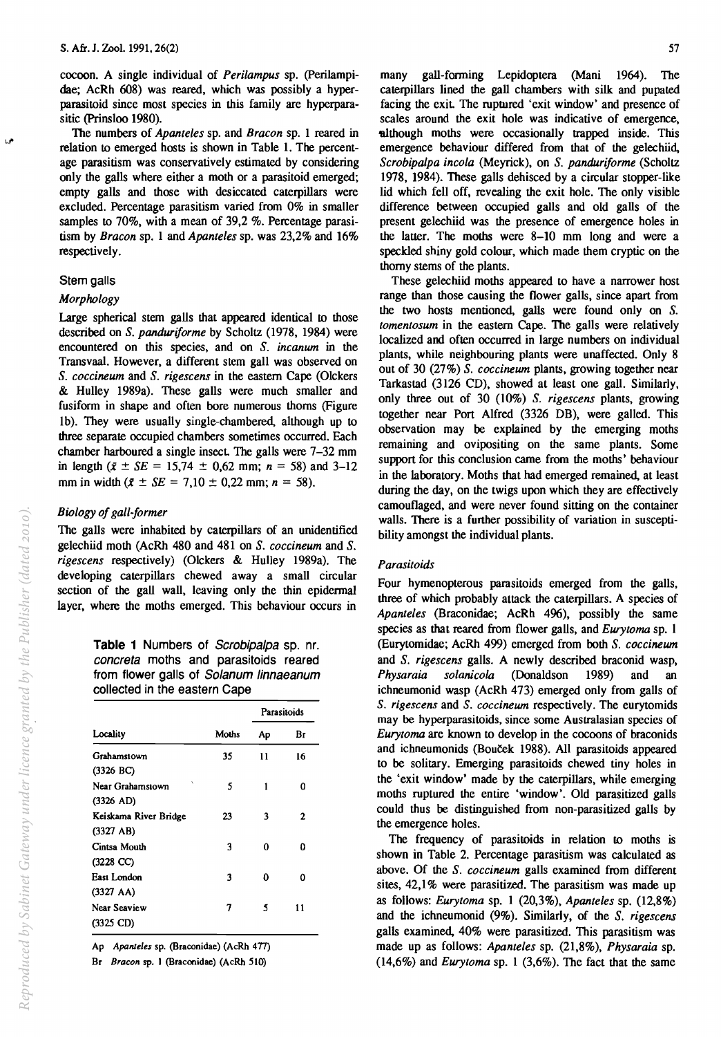cocoon. A single individual of *Perilampus* sp. (Perilampidae; AcRh 608) was reared, which was possibly a hyperparasitoid since most species in this family are hyperparasitic (Prinsloo 1980).

The numbers of *Apanteles* sp. and *Bracon* sp. 1 reared in relation to emerged hosts is shown in Table 1. The percentage parasitism was conservatively estimated by considering only the galls where either a moth or a parasitoid emerged; empty galls and those with desiccated caterpillars were excluded. Percentage parasitism varied from 0% in smaller samples to 70%, with a mean of 39,2 %. Percentage parasitism by *Bracon* sp. 1 and *Apanteles* sp. was 23,2% and 16% respectively.

## Stem galls

### *Morphology*

Large spherical stem galls that appeared identical to those described on *S. panduriforme* by Scholtz (1978, 1984) were encountered on this species, and on *S. incanum* in the Transvaal. However, a different stem gall was observed on *S. coccineum* and *S. rigescens* in the eastern Cape (Olckers & Hulley 1989a). These galls were much smaller and fusiform in shape and often bore numerous thorns (Figure 1b). They were usually single-chambered, although up to three separate occupied chambers sometimes occurred. Each chamber harboured a single insect. The galls were 7–32 mm in length ($\bar{x} \pm SE = 15{,}74 \pm 0{,}62$ mm; $n = 58$) and 3–12 mm in width ($\bar{x} \pm SE = 7{,}10 \pm 0{,}22$ mm; $n = 58$).

### *Biology of gall-former*

The galls were inhabited by caterpillars of an unidentified gelechiid moth (AcRh 480 and 481 on *S. coccineum* and *S. rigescens* respectively) (Olckers & Hulley 1989a). The developing caterpillars chewed away a small circular section of the gall wall, leaving only the thin epidermal layer, where the moths emerged. This behaviour occurs in many gall-forming Lepidoptera (Mani 1964). The caterpillars lined the gall chambers with silk and pupated facing the exit. The ruptured 'exit window' and presence of scales around the exit hole was indicative of emergence, although moths were occasionally trapped inside. This emergence behaviour differed from that of the gelechiid, *Scrobipalpa incola* (Meyrick), on *S. panduriforme* (Scholtz 1978, 1984). These galls dehisced by a circular stopper-like lid which fell off, revealing the exit hole. The only visible difference between occupied galls and old galls of the present gelechiid was the presence of emergence holes in the latter. The moths were 8–10 mm long and were a speckled shiny gold colour, which made them cryptic on the thorny stems of the plants.

These gelechiid moths appeared to have a narrower host range than those causing the flower galls, since apart from the two hosts mentioned, galls were found only on *S. tomentosum* in the eastern Cape. The galls were relatively localized and often occurred in large numbers on individual plants, while neighbouring plants were unaffected. Only 8 out of 30 (27%) *S. coccineum* plants, growing together near Tarkastad (3126 CD), showed at least one gall. Similarly, only three out of 30 (10%) *S. rigescens* plants, growing together near Port Alfred (3326 DB), were galled. This observation may be explained by the emerging moths remaining and ovipositing on the same plants. Some support for this conclusion came from the moths' behaviour in the laboratory. Moths that had emerged remained, at least during the day, on the twigs upon which they are effectively camouflaged, and were never found sitting on the container walls. There is a further possibility of variation in susceptibility amongst the individual plants.

### *Parasitoids*

Four hymenopterous parasitoids emerged from the galls, three of which probably attack the caterpillars. A species of *Apanteles* (Braconidae; AcRh 496), possibly the same species as that reared from flower galls, and *Eurytoma* sp. 1 (Eurytomidae; AcRh 499) emerged from both *S. coccineum* and *S. rigescens* galls. A newly described braconid wasp, *Physaraia solanicola* (Donaldson 1989) and an ichneumonid wasp (AcRh 473) emerged only from galls of *S. rigescens* and *S. coccineum* respectively. The eurytomids may be hyperparasitoids, since some Australasian species of *Eurytoma* are known to develop in the cocoons of braconids and ichneumonids (Bouček 1988). All parasitoids appeared to be solitary. Emerging parasitoids chewed tiny holes in the 'exit window' made by the caterpillars, while emerging moths ruptured the entire 'window'. Old parasitized galls could thus be distinguished from non-parasitized galls by the emergence holes.

The frequency of parasitoids in relation to moths is shown in Table 2. Percentage parasitism was calculated as above. Of the *S. coccineum* galls examined from different sites, 42,1% were parasitized. The parasitism was made up as follows: *Eurytoma* sp. 1 (20,3%), *Apanteles* sp. (12,8%) and the ichneumonid (9%). Similarly, of the *S. rigescens* galls examined, 40% were parasitized. This parasitism was made up as follows: *Apanteles* sp. (21,8%), *Physaraia* sp. (14,6%) and *Eurytoma* sp. 1 (3,6%). The fact that the same

**Table 1** Numbers of *Scrobipalpa* sp. nr. *concreta* moths and parasitoids reared from flower galls of *Solanum linnaeanum* collected in the eastern Cape

| | | Parasitoids | |
|---|---|---|---|
| Locality | Moths | Ap | Br |
| Grahamstown (3326 BC) | 35 | 11 | 16 |
| Near Grahamstown (3326 AD) | 5 | 1 | 0 |
| Keiskama River Bridge (3327 AB) | 23 | 3 | 2 |
| Cintsa Mouth (3228 CC) | 3 | 0 | 0 |
| East London (3327 AA) | 3 | 0 | 0 |
| Near Seaview (3325 CD) | 7 | 5 | 11 |

Ap *Apanteles* sp. (Braconidae) (AcRh 477)

Br *Bracon* sp. 1 (Braconidae) (AcRh 510)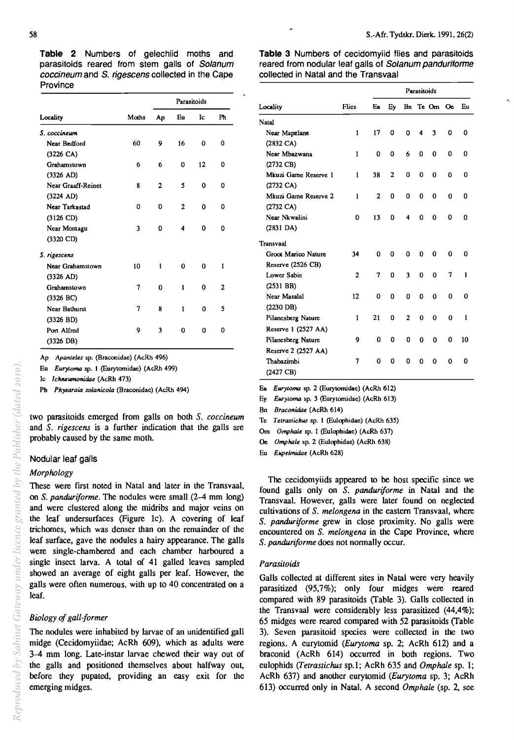**Table 2** Numbers of gelechiid moths and parasitoids reared from stem galls of *Solanum coccineum* and *S. rigescens* collected in the Cape Province

| Locality | Moths | Parasitoids | | | |
|---|---|---|---|---|---|
| | | Ap | Eu | Ic | Ph |
| *S. coccineum* | | | | | |
| Near Bedford (3226 CA) | 60 | 9 | 16 | 0 | 0 |
| Grahamstown (3326 AD) | 6 | 6 | 0 | 12 | 0 |
| Near Graaff-Reinet (3224 AD) | 8 | 2 | 5 | 0 | 0 |
| Near Tarkastad (3126 CD) | 0 | 0 | 2 | 0 | 0 |
| Near Montagu (3320 CD) | 3 | 0 | 4 | 0 | 0 |
| *S. rigescens* | | | | | |
| Near Grahamstown (3326 AD) | 10 | 1 | 0 | 0 | 1 |
| Grahamstown (3326 BC) | 7 | 0 | 1 | 0 | 2 |
| Near Bathurst (3326 BD) | 7 | 8 | 1 | 0 | 5 |
| Port Alfred (3326 DB) | 9 | 3 | 0 | 0 | 0 |

Ap *Apanteles* sp. (Braconidae) (AcRh 496)
Eu *Eurytoma* sp. 1 (Eurytomidae) (AcRh 499)
Ic *Ichneumonidae* (AcRh 473)
Ph *Physaraia solanicola* (Braconidae) (AcRh 494)

two parasitoids emerged from galls on both *S. coccineum* and *S. rigescens* is a further indication that the galls are probably caused by the same moth.

## Nodular leaf galls

### *Morphology*

These were first noted in Natal and later in the Transvaal, on *S. panduriforme*. The nodules were small (2–4 mm long) and were clustered along the midribs and major veins on the leaf undersurfaces (Figure 1c). A covering of leaf trichomes, which was denser than on the remainder of the leaf surface, gave the nodules a hairy appearance. The galls were single-chambered and each chamber harboured a single insect larva. A total of 41 galled leaves sampled showed an average of eight galls per leaf. However, the galls were often numerous, with up to 40 concentrated on a leaf.

### *Biology of gall-former*

The nodules were inhabited by larvae of an unidentified gall midge (Cecidomyiidae; AcRh 609), which as adults were 3–4 mm long. Late-instar larvae chewed their way out of the galls and positioned themselves about halfway out, before they pupated, providing an easy exit for the emerging midges.

**Table 3** Numbers of cecidomyiid flies and parasitoids reared from nodular leaf galls of *Solanum panduriforme* collected in Natal and the Transvaal

| Locality | Flies | Parasitoids | | | | | | |
|---|---|---|---|---|---|---|---|---|
| | | Ea | Ey | Bn | Te | Om | Oe | Eu |
| Natal | | | | | | | | |
| Near Mapelane (2832 CA) | 1 | 17 | 0 | 0 | 4 | 3 | 0 | 0 |
| Near Mbazwana (2732 CB) | 1 | 0 | 0 | 6 | 0 | 0 | 0 | 0 |
| Mkuzi Game Reserve 1 (2732 CA) | 1 | 38 | 2 | 0 | 0 | 0 | 0 | 0 |
| Mkuzi Game Reserve 2 (2732 CA) | 1 | 2 | 0 | 0 | 0 | 0 | 0 | 0 |
| Near Nkwalini (2831 DA) | 0 | 13 | 0 | 4 | 0 | 0 | 0 | 0 |
| Transvaal | | | | | | | | |
| Groot Marico Nature Reserve (2526 CB) | 34 | 0 | 0 | 0 | 0 | 0 | 0 | 0 |
| Lower Sabie (2531 BB) | 2 | 7 | 0 | 3 | 0 | 0 | 7 | 1 |
| Near Masalal (2230 DB) | 12 | 0 | 0 | 0 | 0 | 0 | 0 | 0 |
| Pilanesberg Nature Reserve 1 (2527 AA) | 1 | 21 | 0 | 2 | 0 | 0 | 0 | 1 |
| Pilanesberg Nature Reserve 2 (2527 AA) | 9 | 0 | 0 | 0 | 0 | 0 | 0 | 10 |
| Thabazimbi (2427 CB) | 7 | 0 | 0 | 0 | 0 | 0 | 0 | 0 |

Ea *Eurytoma* sp. 2 (Eurytomidae) (AcRh 612)
Ey *Eurytoma* sp. 3 (Eurytomidae) (AcRh 613)
Bn *Braconidae* (AcRh 614)
Te *Tetrastichus* sp. 1 (Eulophidae) (AcRh 635)
Om *Omphale* sp. 1 (Eulophidae) (AcRh 637)
Oe *Omphale* sp. 2 (Eulophidae) (AcRh 638)
Eu *Eupelmidae* (AcRh 628)

The cecidomyiids appeared to be host specific since we found galls only on *S. panduriforme* in Natal and the Transvaal. However, galls were later found on neglected cultivations of *S. melongena* in the eastern Transvaal, where *S. panduriforme* grew in close proximity. No galls were encountered on *S. melongena* in the Cape Province, where *S. panduriforme* does not normally occur.

### *Parasitoids*

Galls collected at different sites in Natal were very heavily parasitized (95,7%); only four midges were reared compared with 89 parasitoids (Table 3). Galls collected in the Transvaal were considerably less parasitized (44,4%); 65 midges were reared compared with 52 parasitoids (Table 3). Seven parasitoid species were collected in the two regions. A eurytomid (*Eurytoma* sp. 2; AcRh 612) and a braconid (AcRh 614) occurred in both regions. Two eulophids (*Tetrastichus* sp.1; AcRh 635 and *Omphale* sp. 1; AcRh 637) and another eurytomid (*Eurytoma* sp. 3; AcRh 613) occurred only in Natal. A second *Omphale* (sp. 2, see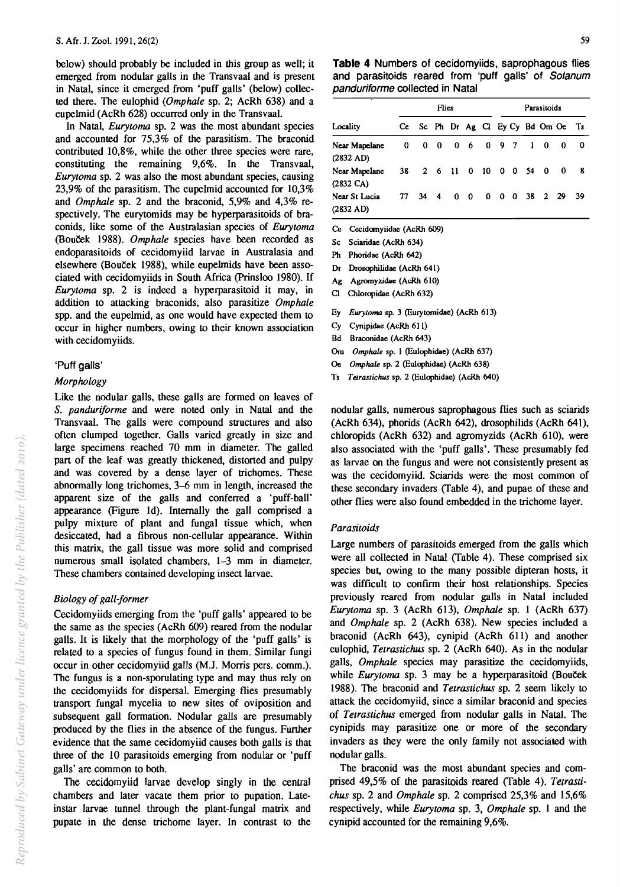below) should probably be included in this group as well; it emerged from nodular galls in the Transvaal and is present in Natal, since it emerged from 'puff galls' (below) collected there. The eulophid (*Omphale* sp. 2; AcRh 638) and a eupelmid (AcRh 628) occurred only in the Transvaal.

In Natal, *Eurytoma* sp. 2 was the most abundant species and accounted for 75,3% of the parasitism. The braconid contributed 10,8%, while the other three species were rare, constituting the remaining 9,6%. In the Transvaal, *Eurytoma* sp. 2 was also the most abundant species, causing 23,9% of the parasitism. The eupelmid accounted for 10,3% and *Omphale* sp. 2 and the braconid, 5,9% and 4,3% respectively. The eurytomids may be hyperparasitoids of braconids, like some of the Australasian species of *Eurytoma* (Bouček 1988). *Omphale* species have been recorded as endoparasitoids of cecidomyiid larvae in Australasia and elsewhere (Bouček 1988), while eupelmids have been associated with cecidomyiids in South Africa (Prinsloo 1980). If *Eurytoma* sp. 2 is indeed a hyperparasitoid it may, in addition to attacking braconids, also parasitize *Omphale* spp. and the eupelmid, as one would have expected them to occur in higher numbers, owing to their known association with cecidomyiids.

## 'Puff galls'

### *Morphology*

Like the nodular galls, these galls are formed on leaves of *S. panduriforme* and were noted only in Natal and the Transvaal. The galls were compound structures and also often clumped together. Galls varied greatly in size and large specimens reached 70 mm in diameter. The galled part of the leaf was greatly thickened, distorted and pulpy and was covered by a dense layer of trichomes. These abnormally long trichomes, 3–6 mm in length, increased the apparent size of the galls and conferred a 'puff-ball' appearance (Figure 1d). Internally the gall comprised a pulpy mixture of plant and fungal tissue which, when desiccated, had a fibrous non-cellular appearance. Within this matrix, the gall tissue was more solid and comprised numerous small isolated chambers, 1–3 mm in diameter. These chambers contained developing insect larvae.

### *Biology of gall-former*

Cecidomyiids emerging from the 'puff galls' appeared to be the same as the species (AcRh 609) reared from the nodular galls. It is likely that the morphology of the 'puff galls' is related to a species of fungus found in them. Similar fungi occur in other cecidomyiid galls (M.J. Morris pers. comm.). The fungus is a non-sporulating type and may thus rely on the cecidomyiids for dispersal. Emerging flies presumably transport fungal mycelia to new sites of oviposition and subsequent gall formation. Nodular galls are presumably produced by the flies in the absence of the fungus. Further evidence that the same cecidomyiid causes both galls is that three of the 10 parasitoids emerging from nodular or 'puff galls' are common to both.

The cecidomyiid larvae develop singly in the central chambers and later vacate them prior to pupation. Late-instar larvae tunnel through the plant-fungal matrix and pupate in the dense trichome layer. In contrast to the nodular galls, numerous saprophagous flies such as sciarids (AcRh 634), phorids (AcRh 642), drosophilids (AcRh 641), chloropids (AcRh 632) and agromyzids (AcRh 610), were also associated with the 'puff galls'. These presumably fed as larvae on the fungus and were not consistently present as was the cecidomyiid. Sciarids were the most common of these secondary invaders (Table 4), and pupae of these and other flies were also found embedded in the trichome layer.

**Table 4** Numbers of cecidomyiids, saprophagous flies and parasitoids reared from 'puff galls' of *Solanum panduriforme* collected in Natal

| Locality | Flies | | | | | | Parasitoids | | | | | |
|---|---|---|---|---|---|---|---|---|---|---|---|---|
| | Ce | Sc | Ph | Dr | Ag | Cl | Ey | Cy | Bd | Om | Oe | Ts |
| Near Mapelane (2832 AD) | 0 | 0 | 0 | 0 | 6 | 0 | 9 | 7 | 1 | 0 | 0 | 0 |
| Near Mapelane (2832 CA) | 38 | 2 | 6 | 11 | 0 | 10 | 0 | 0 | 54 | 0 | 0 | 8 |
| Near St Lucia (2832 AD) | 77 | 34 | 4 | 0 | 0 | 0 | 0 | 0 | 38 | 2 | 29 | 39 |

Ce Cecidomyiidae (AcRh 609)
Sc Sciaridae (AcRh 634)
Ph Phoridae (AcRh 642)
Dr Drosophilidae (AcRh 641)
Ag Agromyzidae (AcRh 610)
Cl Chloropidae (AcRh 632)
Ey *Eurytoma* sp. 3 (Eurytomidae) (AcRh 613)
Cy Cynipidae (AcRh 611)
Bd Braconidae (AcRh 643)
Om *Omphale* sp. 1 (Eulophidae) (AcRh 637)
Oe *Omphale* sp. 2 (Eulophidae) (AcRh 638)
Ts *Tetrastichus* sp. 2 (Eulophidae) (AcRh 640)

### *Parasitoids*

Large numbers of parasitoids emerged from the galls which were all collected in Natal (Table 4). These comprised six species but, owing to the many possible dipteran hosts, it was difficult to confirm their host relationships. Species previously reared from nodular galls in Natal included *Eurytoma* sp. 3 (AcRh 613), *Omphale* sp. 1 (AcRh 637) and *Omphale* sp. 2 (AcRh 638). New species included a braconid (AcRh 643), cynipid (AcRh 611) and another eulophid, *Tetrastichus* sp. 2 (AcRh 640). As in the nodular galls, *Omphale* species may parasitize the cecidomyiids, while *Eurytoma* sp. 3 may be a hyperparasitoid (Bouček 1988). The braconid and *Tetrastichus* sp. 2 seem likely to attack the cecidomyiid, since a similar braconid and species of *Tetrastichus* emerged from nodular galls in Natal. The cynipids may parasitize one or more of the secondary invaders as they were the only family not associated with nodular galls.

The braconid was the most abundant species and comprised 49,5% of the parasitoids reared (Table 4). *Tetrastichus* sp. 2 and *Omphale* sp. 2 comprised 25,3% and 15,6% respectively, while *Eurytoma* sp. 3, *Omphale* sp. 1 and the cynipid accounted for the remaining 9,6%.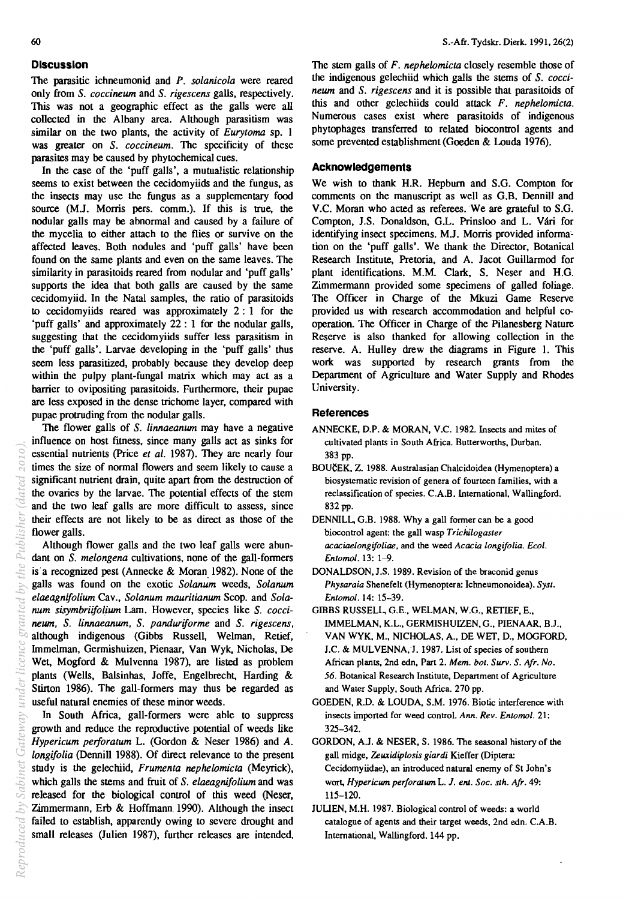## Discussion

The parasitic ichneumonid and *P. solanicola* were reared only from *S. coccineum* and *S. rigescens* galls, respectively. This was not a geographic effect as the galls were all collected in the Albany area. Although parasitism was similar on the two plants, the activity of *Eurytoma* sp. 1 was greater on *S. coccineum*. The specificity of these parasites may be caused by phytochemical cues.

In the case of the 'puff galls', a mutualistic relationship seems to exist between the cecidomyiids and the fungus, as the insects may use the fungus as a supplementary food source (M.J. Morris pers. comm.). If this is true, the nodular galls may be abnormal and caused by a failure of the mycelia to either attach to the flies or survive on the affected leaves. Both nodules and 'puff galls' have been found on the same plants and even on the same leaves. The similarity in parasitoids reared from nodular and 'puff galls' supports the idea that both galls are caused by the same cecidomyiid. In the Natal samples, the ratio of parasitoids to cecidomyiids reared was approximately 2 : 1 for the 'puff galls' and approximately 22 : 1 for the nodular galls, suggesting that the cecidomyiids suffer less parasitism in the 'puff galls'. Larvae developing in the 'puff galls' thus seem less parasitized, probably because they develop deep within the pulpy plant-fungal matrix which may act as a barrier to ovipositing parasitoids. Furthermore, their pupae are less exposed in the dense trichome layer, compared with pupae protruding from the nodular galls.

The flower galls of *S. linnaeanum* may have a negative influence on host fitness, since many galls act as sinks for essential nutrients (Price *et al.* 1987). They are nearly four times the size of normal flowers and seem likely to cause a significant nutrient drain, quite apart from the destruction of the ovaries by the larvae. The potential effects of the stem and the two leaf galls are more difficult to assess, since their effects are not likely to be as direct as those of the flower galls.

Although flower galls and the two leaf galls were abundant on *S. melongena* cultivations, none of the gall-formers is a recognized pest (Annecke & Moran 1982). None of the galls was found on the exotic *Solanum* weeds, *Solanum elaeagnifolium* Cav., *Solanum mauritianum* Scop. and *Solanum sisymbriifolium* Lam. However, species like *S. coccineum*, *S. linnaeanum*, *S. panduriforme* and *S. rigescens*, although indigenous (Gibbs Russell, Welman, Retief, Immelman, Germishuizen, Pienaar, Van Wyk, Nicholas, De Wet, Mogford & Mulvenna 1987), are listed as problem plants (Wells, Balsinhas, Joffe, Engelbrecht, Harding & Stirton 1986). The gall-formers may thus be regarded as useful natural enemies of these minor weeds.

In South Africa, gall-formers were able to suppress growth and reduce the reproductive potential of weeds like *Hypericum perforatum* L. (Gordon & Neser 1986) and *A. longifolia* (Dennill 1988). Of direct relevance to the present study is the gelechiid, *Frumenta nephelomicta* (Meyrick), which galls the stems and fruit of *S. elaeagnifolium* and was released for the biological control of this weed (Neser, Zimmermann, Erb & Hoffmann 1990). Although the insect failed to establish, apparently owing to severe drought and small releases (Julien 1987), further releases are intended. The stem galls of *F. nephelomicta* closely resemble those of the indigenous gelechiid which galls the stems of *S. coccineum* and *S. rigescens* and it is possible that parasitoids of this and other gelechiids could attack *F. nephelomicta*. Numerous cases exist where parasitoids of indigenous phytophages transferred to related biocontrol agents and some prevented establishment (Goeden & Louda 1976).

## Acknowledgements

We wish to thank H.R. Hepburn and S.G. Compton for comments on the manuscript as well as G.B. Dennill and V.C. Moran who acted as referees. We are grateful to S.G. Compton, J.S. Donaldson, G.L. Prinsloo and L. Vári for identifying insect specimens. M.J. Morris provided information on the 'puff galls'. We thank the Director, Botanical Research Institute, Pretoria, and A. Jacot Guillarmod for plant identifications. M.M. Clark, S. Neser and H.G. Zimmermann provided some specimens of galled foliage. The Officer in Charge of the Mkuzi Game Reserve provided us with research accommodation and helpful cooperation. The Officer in Charge of the Pilanesberg Nature Reserve is also thanked for allowing collection in the reserve. A. Hulley drew the diagrams in Figure 1. This work was supported by research grants from the Department of Agriculture and Water Supply and Rhodes University.

## References

ANNECKE, D.P. & MORAN, V.C. 1982. Insects and mites of cultivated plants in South Africa. Butterworths, Durban. 383 pp.

BOUČEK, Z. 1988. Australasian Chalcidoidea (Hymenoptera) a biosystematic revision of genera of fourteen families, with a reclassification of species. C.A.B. International, Wallingford. 832 pp.

DENNILL, G.B. 1988. Why a gall former can be a good biocontrol agent: the gall wasp *Trichilogaster acaciaelongifoliae*, and the weed *Acacia longifolia*. *Ecol. Entomol.* 13: 1–9.

DONALDSON, J.S. 1989. Revision of the braconid genus *Physaraia* Shenefelt (Hymenoptera: Ichneumonoidea). *Syst. Entomol.* 14: 15–39.

GIBBS RUSSELL, G.E., WELMAN, W.G., RETIEF, E., IMMELMAN, K.L., GERMISHUIZEN, G., PIENAAR, B.J., VAN WYK, M., NICHOLAS, A., DE WET, D., MOGFORD, J.C. & MULVENNA, J. 1987. List of species of southern African plants, 2nd edn, Part 2. *Mem. bot. Surv. S. Afr. No. 56*. Botanical Research Institute, Department of Agriculture and Water Supply, South Africa. 270 pp.

GOEDEN, R.D. & LOUDA, S.M. 1976. Biotic interference with insects imported for weed control. *Ann. Rev. Entomol.* 21: 325–342.

GORDON, A.J. & NESER, S. 1986. The seasonal history of the gall midge, *Zeuxidiplosis giardi* Kieffer (Diptera: Cecidomyiidae), an introduced natural enemy of St John's wort, *Hypericum perforatum* L. *J. ent. Soc. sth. Afr.* 49: 115–120.

JULIEN, M.H. 1987. Biological control of weeds: a world catalogue of agents and their target weeds, 2nd edn. C.A.B. International, Wallingford. 144 pp.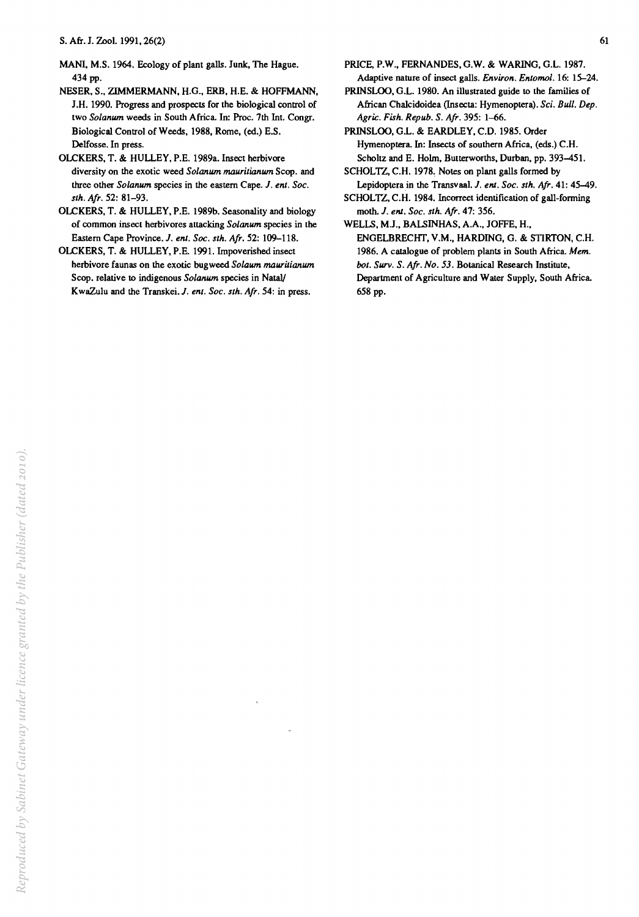MANI, M.S. 1964. Ecology of plant galls. Junk, The Hague. 434 pp.

NESER, S., ZIMMERMANN, H.G., ERB, H.E. & HOFFMANN, J.H. 1990. Progress and prospects for the biological control of two *Solanum* weeds in South Africa. In: Proc. 7th Int. Congr. Biological Control of Weeds, 1988, Rome, (ed.) E.S. Delfosse. In press.

OLCKERS, T. & HULLEY, P.E. 1989a. Insect herbivore diversity on the exotic weed *Solanum mauritianum* Scop. and three other *Solanum* species in the eastern Cape. *J. ent. Soc. sth. Afr.* 52: 81–93.

OLCKERS, T. & HULLEY, P.E. 1989b. Seasonality and biology of common insect herbivores attacking *Solanum* species in the Eastern Cape Province. *J. ent. Soc. sth. Afr.* 52: 109–118.

OLCKERS, T. & HULLEY, P.E. 1991. Impoverished insect herbivore faunas on the exotic bugweed *Solaum mauritianum* Scop. relative to indigenous *Solanum* species in Natal/ KwaZulu and the Transkei. *J. ent. Soc. sth. Afr.* 54: in press.

PRICE, P.W., FERNANDES, G.W. & WARING, G.L. 1987. Adaptive nature of insect galls. *Environ. Entomol.* 16: 15–24.

PRINSLOO, G.L. 1980. An illustrated guide to the families of African Chalcidoidea (Insecta: Hymenoptera). *Sci. Bull. Dep. Agric. Fish. Repub. S. Afr.* 395: 1–66.

PRINSLOO, G.L. & EARDLEY, C.D. 1985. Order Hymenoptera. In: Insects of southern Africa, (eds.) C.H. Scholtz and E. Holm, Butterworths, Durban, pp. 393–451.

SCHOLTZ, C.H. 1978. Notes on plant galls formed by Lepidoptera in the Transvaal. *J. ent. Soc. sth. Afr.* 41: 45–49.

SCHOLTZ, C.H. 1984. Incorrect identification of gall-forming moth. *J. ent. Soc. sth. Afr.* 47: 356.

WELLS, M.J., BALSINHAS, A.A., JOFFE, H., ENGELBRECHT, V.M., HARDING, G. & STIRTON, C.H. 1986. A catalogue of problem plants in South Africa. *Mem. bot. Surv. S. Afr. No. 53*. Botanical Research Institute, Department of Agriculture and Water Supply, South Africa. 658 pp.